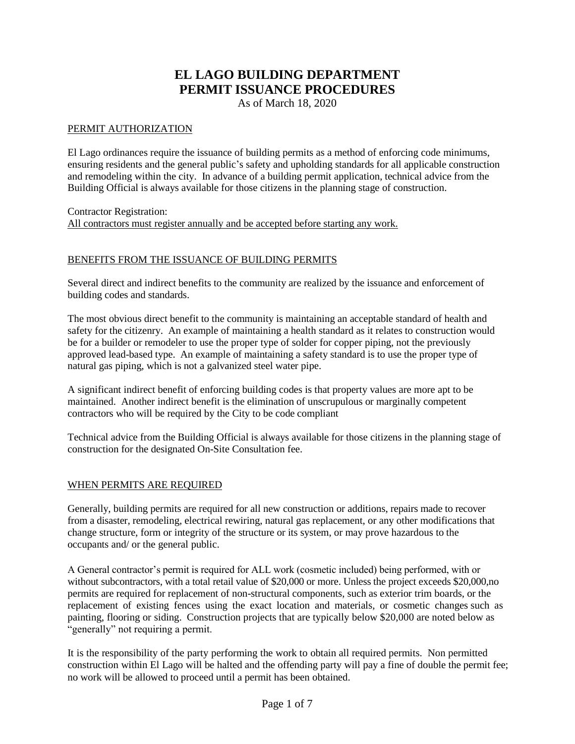# EL LAGO BUILDING DEPARTMENT
# PERMIT ISSUANCE PROCEDURES

As of March 18, 2020

## PERMIT AUTHORIZATION

El Lago ordinances require the issuance of building permits as a method of enforcing code minimums, ensuring residents and the general public's safety and upholding standards for all applicable construction and remodeling within the city. In advance of a building permit application, technical advice from the Building Official is always available for those citizens in the planning stage of construction.

Contractor Registration:
All contractors must register annually and be accepted before starting any work.

## BENEFITS FROM THE ISSUANCE OF BUILDING PERMITS

Several direct and indirect benefits to the community are realized by the issuance and enforcement of building codes and standards.

The most obvious direct benefit to the community is maintaining an acceptable standard of health and safety for the citizenry. An example of maintaining a health standard as it relates to construction would be for a builder or remodeler to use the proper type of solder for copper piping, not the previously approved lead-based type. An example of maintaining a safety standard is to use the proper type of natural gas piping, which is not a galvanized steel water pipe.

A significant indirect benefit of enforcing building codes is that property values are more apt to be maintained. Another indirect benefit is the elimination of unscrupulous or marginally competent contractors who will be required by the City to be code compliant

Technical advice from the Building Official is always available for those citizens in the planning stage of construction for the designated On-Site Consultation fee.

## WHEN PERMITS ARE REQUIRED

Generally, building permits are required for all new construction or additions, repairs made to recover from a disaster, remodeling, electrical rewiring, natural gas replacement, or any other modifications that change structure, form or integrity of the structure or its system, or may prove hazardous to the occupants and/ or the general public.

A General contractor's permit is required for ALL work (cosmetic included) being performed, with or without subcontractors, with a total retail value of $20,000 or more. Unless the project exceeds $20,000,no permits are required for replacement of non-structural components, such as exterior trim boards, or the replacement of existing fences using the exact location and materials, or cosmetic changes such as painting, flooring or siding. Construction projects that are typically below $20,000 are noted below as "generally" not requiring a permit.

It is the responsibility of the party performing the work to obtain all required permits. Non permitted construction within El Lago will be halted and the offending party will pay a fine of double the permit fee; no work will be allowed to proceed until a permit has been obtained.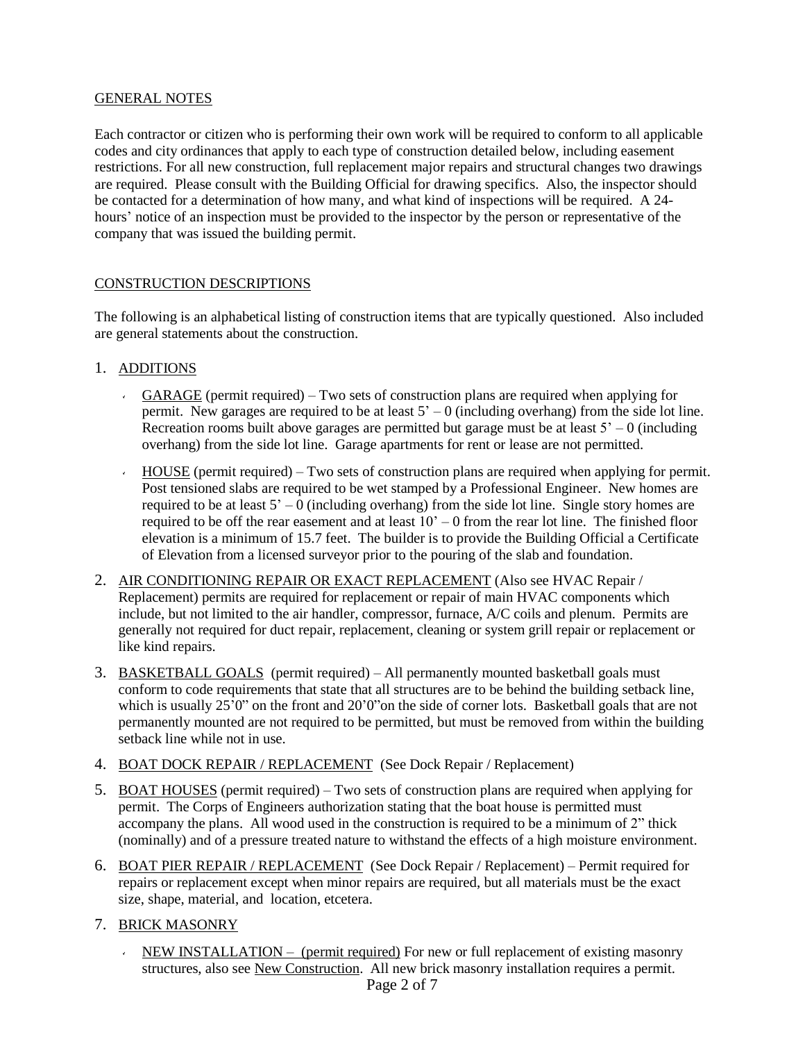GENERAL NOTES

Each contractor or citizen who is performing their own work will be required to conform to all applicable codes and city ordinances that apply to each type of construction detailed below, including easement restrictions. For all new construction, full replacement major repairs and structural changes two drawings are required. Please consult with the Building Official for drawing specifics. Also, the inspector should be contacted for a determination of how many, and what kind of inspections will be required. A 24-hours' notice of an inspection must be provided to the inspector by the person or representative of the company that was issued the building permit.

CONSTRUCTION DESCRIPTIONS

The following is an alphabetical listing of construction items that are typically questioned. Also included are general statements about the construction.

1. ADDITIONS
   - GARAGE (permit required) – Two sets of construction plans are required when applying for permit. New garages are required to be at least 5' – 0 (including overhang) from the side lot line. Recreation rooms built above garages are permitted but garage must be at least 5' – 0 (including overhang) from the side lot line. Garage apartments for rent or lease are not permitted.
   - HOUSE (permit required) – Two sets of construction plans are required when applying for permit. Post tensioned slabs are required to be wet stamped by a Professional Engineer. New homes are required to be at least 5' – 0 (including overhang) from the side lot line. Single story homes are required to be off the rear easement and at least 10' – 0 from the rear lot line. The finished floor elevation is a minimum of 15.7 feet. The builder is to provide the Building Official a Certificate of Elevation from a licensed surveyor prior to the pouring of the slab and foundation.
2. AIR CONDITIONING REPAIR OR EXACT REPLACEMENT (Also see HVAC Repair / Replacement) permits are required for replacement or repair of main HVAC components which include, but not limited to the air handler, compressor, furnace, A/C coils and plenum. Permits are generally not required for duct repair, replacement, cleaning or system grill repair or replacement or like kind repairs.
3. BASKETBALL GOALS (permit required) – All permanently mounted basketball goals must conform to code requirements that state that all structures are to be behind the building setback line, which is usually 25'0" on the front and 20'0"on the side of corner lots. Basketball goals that are not permanently mounted are not required to be permitted, but must be removed from within the building setback line while not in use.
4. BOAT DOCK REPAIR / REPLACEMENT (See Dock Repair / Replacement)
5. BOAT HOUSES (permit required) – Two sets of construction plans are required when applying for permit. The Corps of Engineers authorization stating that the boat house is permitted must accompany the plans. All wood used in the construction is required to be a minimum of 2" thick (nominally) and of a pressure treated nature to withstand the effects of a high moisture environment.
6. BOAT PIER REPAIR / REPLACEMENT (See Dock Repair / Replacement) – Permit required for repairs or replacement except when minor repairs are required, but all materials must be the exact size, shape, material, and location, etcetera.
7. BRICK MASONRY
   - NEW INSTALLATION – (permit required) For new or full replacement of existing masonry structures, also see New Construction. All new brick masonry installation requires a permit.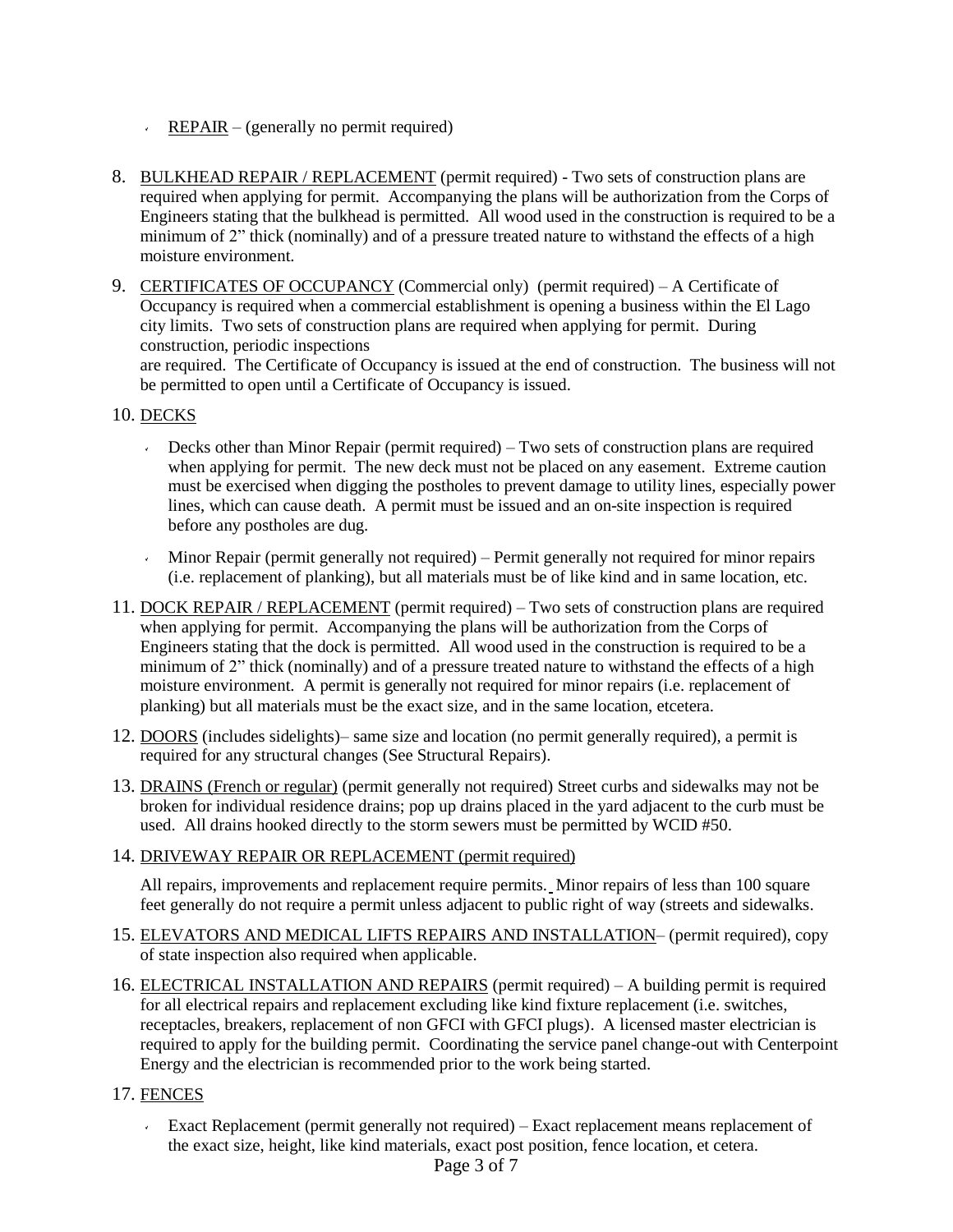- REPAIR – (generally no permit required)

8. BULKHEAD REPAIR / REPLACEMENT (permit required) - Two sets of construction plans are required when applying for permit. Accompanying the plans will be authorization from the Corps of Engineers stating that the bulkhead is permitted. All wood used in the construction is required to be a minimum of 2" thick (nominally) and of a pressure treated nature to withstand the effects of a high moisture environment.

9. CERTIFICATES OF OCCUPANCY (Commercial only) (permit required) – A Certificate of Occupancy is required when a commercial establishment is opening a business within the El Lago city limits. Two sets of construction plans are required when applying for permit. During construction, periodic inspections are required. The Certificate of Occupancy is issued at the end of construction. The business will not be permitted to open until a Certificate of Occupancy is issued.

10. DECKS

    - Decks other than Minor Repair (permit required) – Two sets of construction plans are required when applying for permit. The new deck must not be placed on any easement. Extreme caution must be exercised when digging the postholes to prevent damage to utility lines, especially power lines, which can cause death. A permit must be issued and an on-site inspection is required before any postholes are dug.

    - Minor Repair (permit generally not required) – Permit generally not required for minor repairs (i.e. replacement of planking), but all materials must be of like kind and in same location, etc.

11. DOCK REPAIR / REPLACEMENT (permit required) – Two sets of construction plans are required when applying for permit. Accompanying the plans will be authorization from the Corps of Engineers stating that the dock is permitted. All wood used in the construction is required to be a minimum of 2" thick (nominally) and of a pressure treated nature to withstand the effects of a high moisture environment. A permit is generally not required for minor repairs (i.e. replacement of planking) but all materials must be the exact size, and in the same location, etcetera.

12. DOORS (includes sidelights)– same size and location (no permit generally required), a permit is required for any structural changes (See Structural Repairs).

13. DRAINS (French or regular) (permit generally not required) Street curbs and sidewalks may not be broken for individual residence drains; pop up drains placed in the yard adjacent to the curb must be used. All drains hooked directly to the storm sewers must be permitted by WCID #50.

14. DRIVEWAY REPAIR OR REPLACEMENT (permit required)

    All repairs, improvements and replacement require permits. Minor repairs of less than 100 square feet generally do not require a permit unless adjacent to public right of way (streets and sidewalks.

15. ELEVATORS AND MEDICAL LIFTS REPAIRS AND INSTALLATION– (permit required), copy of state inspection also required when applicable.

16. ELECTRICAL INSTALLATION AND REPAIRS (permit required) – A building permit is required for all electrical repairs and replacement excluding like kind fixture replacement (i.e. switches, receptacles, breakers, replacement of non GFCI with GFCI plugs). A licensed master electrician is required to apply for the building permit. Coordinating the service panel change-out with Centerpoint Energy and the electrician is recommended prior to the work being started.

17. FENCES

    - Exact Replacement (permit generally not required) – Exact replacement means replacement of the exact size, height, like kind materials, exact post position, fence location, et cetera.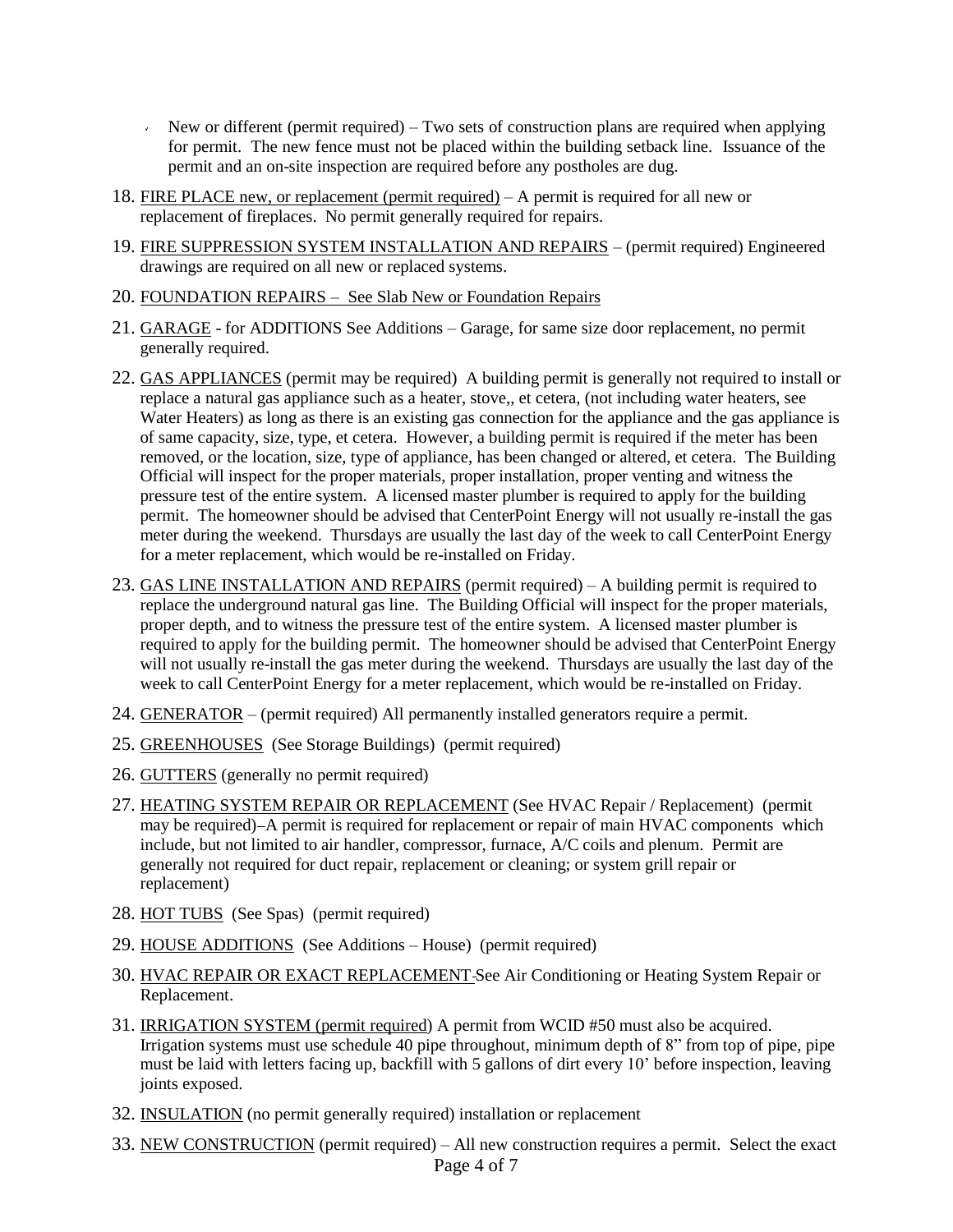- New or different (permit required) – Two sets of construction plans are required when applying for permit. The new fence must not be placed within the building setback line. Issuance of the permit and an on-site inspection are required before any postholes are dug.

18. FIRE PLACE new, or replacement (permit required) – A permit is required for all new or replacement of fireplaces. No permit generally required for repairs.

19. FIRE SUPPRESSION SYSTEM INSTALLATION AND REPAIRS – (permit required) Engineered drawings are required on all new or replaced systems.

20. FOUNDATION REPAIRS – See Slab New or Foundation Repairs

21. GARAGE - for ADDITIONS See Additions – Garage, for same size door replacement, no permit generally required.

22. GAS APPLIANCES (permit may be required) A building permit is generally not required to install or replace a natural gas appliance such as a heater, stove,, et cetera, (not including water heaters, see Water Heaters) as long as there is an existing gas connection for the appliance and the gas appliance is of same capacity, size, type, et cetera. However, a building permit is required if the meter has been removed, or the location, size, type of appliance, has been changed or altered, et cetera. The Building Official will inspect for the proper materials, proper installation, proper venting and witness the pressure test of the entire system. A licensed master plumber is required to apply for the building permit. The homeowner should be advised that CenterPoint Energy will not usually re-install the gas meter during the weekend. Thursdays are usually the last day of the week to call CenterPoint Energy for a meter replacement, which would be re-installed on Friday.

23. GAS LINE INSTALLATION AND REPAIRS (permit required) – A building permit is required to replace the underground natural gas line. The Building Official will inspect for the proper materials, proper depth, and to witness the pressure test of the entire system. A licensed master plumber is required to apply for the building permit. The homeowner should be advised that CenterPoint Energy will not usually re-install the gas meter during the weekend. Thursdays are usually the last day of the week to call CenterPoint Energy for a meter replacement, which would be re-installed on Friday.

24. GENERATOR – (permit required) All permanently installed generators require a permit.

25. GREENHOUSES (See Storage Buildings) (permit required)

26. GUTTERS (generally no permit required)

27. HEATING SYSTEM REPAIR OR REPLACEMENT (See HVAC Repair / Replacement) (permit may be required)–A permit is required for replacement or repair of main HVAC components which include, but not limited to air handler, compressor, furnace, A/C coils and plenum. Permit are generally not required for duct repair, replacement or cleaning; or system grill repair or replacement)

28. HOT TUBS (See Spas) (permit required)

29. HOUSE ADDITIONS (See Additions – House) (permit required)

30. HVAC REPAIR OR EXACT REPLACEMENT See Air Conditioning or Heating System Repair or Replacement.

31. IRRIGATION SYSTEM (permit required) A permit from WCID #50 must also be acquired. Irrigation systems must use schedule 40 pipe throughout, minimum depth of 8" from top of pipe, pipe must be laid with letters facing up, backfill with 5 gallons of dirt every 10' before inspection, leaving joints exposed.

32. INSULATION (no permit generally required) installation or replacement

33. NEW CONSTRUCTION (permit required) – All new construction requires a permit. Select the exact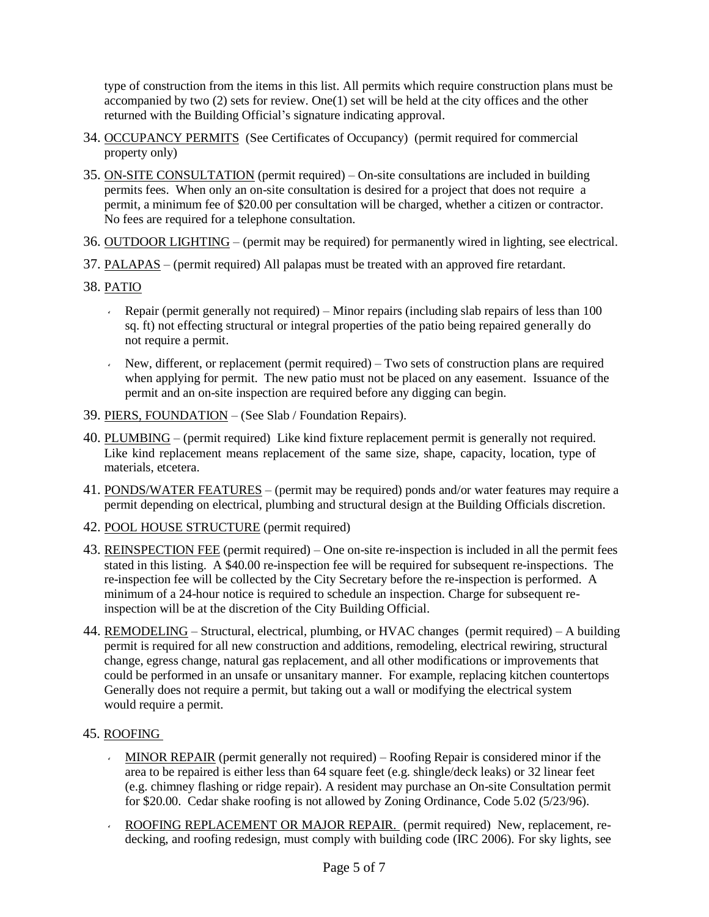type of construction from the items in this list. All permits which require construction plans must be accompanied by two (2) sets for review. One(1) set will be held at the city offices and the other returned with the Building Official's signature indicating approval.

34. OCCUPANCY PERMITS (See Certificates of Occupancy) (permit required for commercial property only)

35. ON-SITE CONSULTATION (permit required) – On-site consultations are included in building permits fees. When only an on-site consultation is desired for a project that does not require a permit, a minimum fee of $20.00 per consultation will be charged, whether a citizen or contractor. No fees are required for a telephone consultation.

36. OUTDOOR LIGHTING – (permit may be required) for permanently wired in lighting, see electrical.

37. PALAPAS – (permit required) All palapas must be treated with an approved fire retardant.

38. PATIO

    - Repair (permit generally not required) – Minor repairs (including slab repairs of less than 100 sq. ft) not effecting structural or integral properties of the patio being repaired generally do not require a permit.

    - New, different, or replacement (permit required) – Two sets of construction plans are required when applying for permit. The new patio must not be placed on any easement. Issuance of the permit and an on-site inspection are required before any digging can begin.

39. PIERS, FOUNDATION – (See Slab / Foundation Repairs).

40. PLUMBING – (permit required) Like kind fixture replacement permit is generally not required. Like kind replacement means replacement of the same size, shape, capacity, location, type of materials, etcetera.

41. PONDS/WATER FEATURES – (permit may be required) ponds and/or water features may require a permit depending on electrical, plumbing and structural design at the Building Officials discretion.

42. POOL HOUSE STRUCTURE (permit required)

43. REINSPECTION FEE (permit required) – One on-site re-inspection is included in all the permit fees stated in this listing. A $40.00 re-inspection fee will be required for subsequent re-inspections. The re-inspection fee will be collected by the City Secretary before the re-inspection is performed. A minimum of a 24-hour notice is required to schedule an inspection. Charge for subsequent re-inspection will be at the discretion of the City Building Official.

44. REMODELING – Structural, electrical, plumbing, or HVAC changes (permit required) – A building permit is required for all new construction and additions, remodeling, electrical rewiring, structural change, egress change, natural gas replacement, and all other modifications or improvements that could be performed in an unsafe or unsanitary manner. For example, replacing kitchen countertops Generally does not require a permit, but taking out a wall or modifying the electrical system would require a permit.

45. ROOFING

    - MINOR REPAIR (permit generally not required) – Roofing Repair is considered minor if the area to be repaired is either less than 64 square feet (e.g. shingle/deck leaks) or 32 linear feet (e.g. chimney flashing or ridge repair). A resident may purchase an On-site Consultation permit for $20.00. Cedar shake roofing is not allowed by Zoning Ordinance, Code 5.02 (5/23/96).

    - ROOFING REPLACEMENT OR MAJOR REPAIR. (permit required) New, replacement, re-decking, and roofing redesign, must comply with building code (IRC 2006). For sky lights, see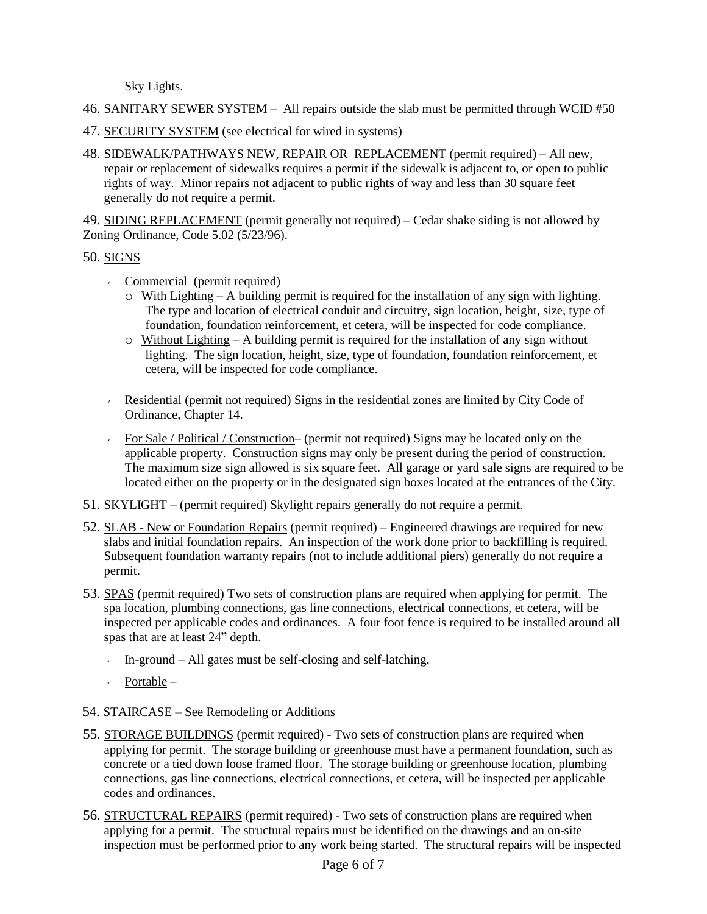Sky Lights.

46. SANITARY SEWER SYSTEM – All repairs outside the slab must be permitted through WCID #50

47. SECURITY SYSTEM (see electrical for wired in systems)

48. SIDEWALK/PATHWAYS NEW, REPAIR OR REPLACEMENT (permit required) – All new, repair or replacement of sidewalks requires a permit if the sidewalk is adjacent to, or open to public rights of way. Minor repairs not adjacent to public rights of way and less than 30 square feet generally do not require a permit.

49. SIDING REPLACEMENT (permit generally not required) – Cedar shake siding is not allowed by Zoning Ordinance, Code 5.02 (5/23/96).

50. SIGNS

- Commercial (permit required)
  - With Lighting – A building permit is required for the installation of any sign with lighting. The type and location of electrical conduit and circuitry, sign location, height, size, type of foundation, foundation reinforcement, et cetera, will be inspected for code compliance.
  - Without Lighting – A building permit is required for the installation of any sign without lighting. The sign location, height, size, type of foundation, foundation reinforcement, et cetera, will be inspected for code compliance.
- Residential (permit not required) Signs in the residential zones are limited by City Code of Ordinance, Chapter 14.
- For Sale / Political / Construction– (permit not required) Signs may be located only on the applicable property. Construction signs may only be present during the period of construction. The maximum size sign allowed is six square feet. All garage or yard sale signs are required to be located either on the property or in the designated sign boxes located at the entrances of the City.

51. SKYLIGHT – (permit required) Skylight repairs generally do not require a permit.

52. SLAB - New or Foundation Repairs (permit required) – Engineered drawings are required for new slabs and initial foundation repairs. An inspection of the work done prior to backfilling is required. Subsequent foundation warranty repairs (not to include additional piers) generally do not require a permit.

53. SPAS (permit required) Two sets of construction plans are required when applying for permit. The spa location, plumbing connections, gas line connections, electrical connections, et cetera, will be inspected per applicable codes and ordinances. A four foot fence is required to be installed around all spas that are at least 24" depth.

- In-ground – All gates must be self-closing and self-latching.
- Portable –

54. STAIRCASE – See Remodeling or Additions

55. STORAGE BUILDINGS (permit required) - Two sets of construction plans are required when applying for permit. The storage building or greenhouse must have a permanent foundation, such as concrete or a tied down loose framed floor. The storage building or greenhouse location, plumbing connections, gas line connections, electrical connections, et cetera, will be inspected per applicable codes and ordinances.

56. STRUCTURAL REPAIRS (permit required) - Two sets of construction plans are required when applying for a permit. The structural repairs must be identified on the drawings and an on-site inspection must be performed prior to any work being started. The structural repairs will be inspected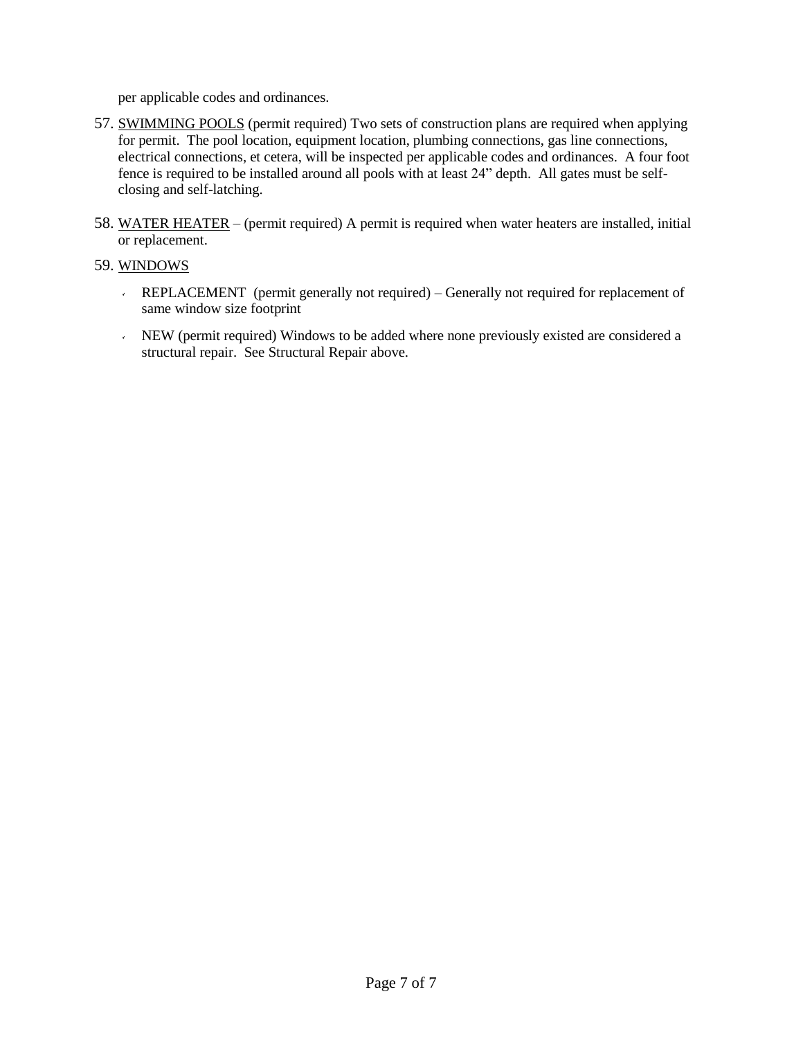per applicable codes and ordinances.

57. SWIMMING POOLS (permit required) Two sets of construction plans are required when applying for permit. The pool location, equipment location, plumbing connections, gas line connections, electrical connections, et cetera, will be inspected per applicable codes and ordinances. A four foot fence is required to be installed around all pools with at least 24" depth. All gates must be self-closing and self-latching.

58. WATER HEATER – (permit required) A permit is required when water heaters are installed, initial or replacement.

59. WINDOWS

    - REPLACEMENT (permit generally not required) – Generally not required for replacement of same window size footprint
    - NEW (permit required) Windows to be added where none previously existed are considered a structural repair. See Structural Repair above.